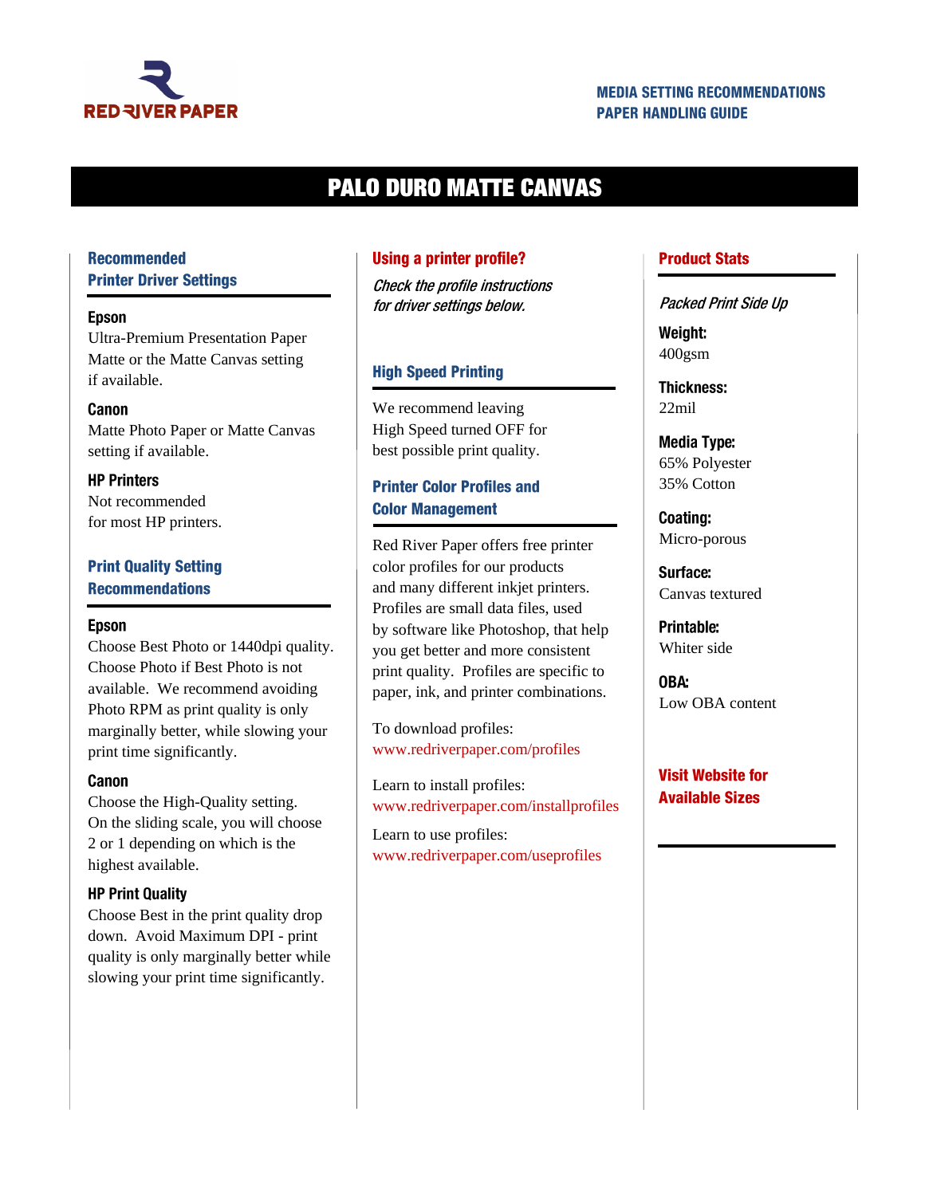RED RIVER PAPER

**MEDIA SETTING RECOMMENDATIONS**
**PAPER HANDLING GUIDE**

# PALO DURO MATTE CANVAS

## Recommended Printer Driver Settings

**Epson**
Ultra-Premium Presentation Paper Matte or the Matte Canvas setting if available.

**Canon**
Matte Photo Paper or Matte Canvas setting if available.

**HP Printers**
Not recommended for most HP printers.

## Print Quality Setting Recommendations

**Epson**
Choose Best Photo or 1440dpi quality. Choose Photo if Best Photo is not available. We recommend avoiding Photo RPM as print quality is only marginally better, while slowing your print time significantly.

**Canon**
Choose the High-Quality setting. On the sliding scale, you will choose 2 or 1 depending on which is the highest available.

**HP Print Quality**
Choose Best in the print quality drop down. Avoid Maximum DPI - print quality is only marginally better while slowing your print time significantly.

## Using a printer profile?

*Check the profile instructions for driver settings below.*

## High Speed Printing

We recommend leaving High Speed turned OFF for best possible print quality.

## Printer Color Profiles and Color Management

Red River Paper offers free printer color profiles for our products and many different inkjet printers. Profiles are small data files, used by software like Photoshop, that help you get better and more consistent print quality. Profiles are specific to paper, ink, and printer combinations.

To download profiles:
www.redriverpaper.com/profiles

Learn to install profiles:
www.redriverpaper.com/installprofiles

Learn to use profiles:
www.redriverpaper.com/useprofiles

## Product Stats

*Packed Print Side Up*

**Weight:**
400gsm

**Thickness:**
22mil

**Media Type:**
65% Polyester
35% Cotton

**Coating:**
Micro-porous

**Surface:**
Canvas textured

**Printable:**
Whiter side

**OBA:**
Low OBA content

**Visit Website for Available Sizes**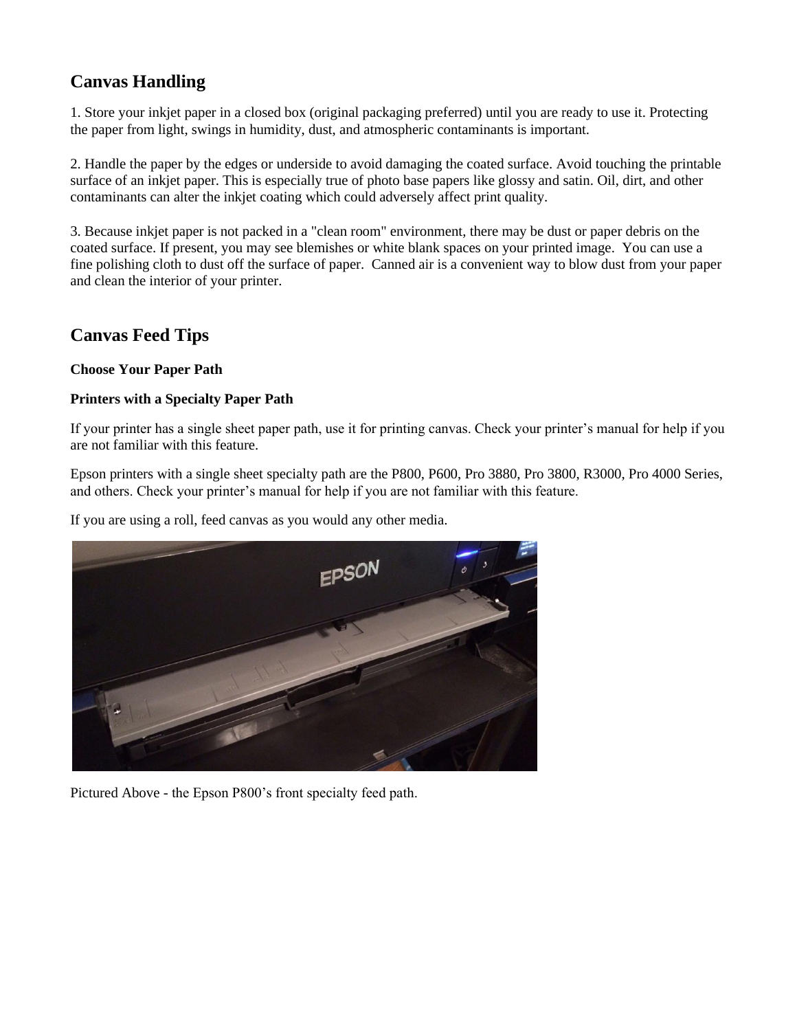## Canvas Handling

1. Store your inkjet paper in a closed box (original packaging preferred) until you are ready to use it. Protecting the paper from light, swings in humidity, dust, and atmospheric contaminants is important.

2. Handle the paper by the edges or underside to avoid damaging the coated surface. Avoid touching the printable surface of an inkjet paper. This is especially true of photo base papers like glossy and satin. Oil, dirt, and other contaminants can alter the inkjet coating which could adversely affect print quality.

3. Because inkjet paper is not packed in a "clean room" environment, there may be dust or paper debris on the coated surface. If present, you may see blemishes or white blank spaces on your printed image.  You can use a fine polishing cloth to dust off the surface of paper.  Canned air is a convenient way to blow dust from your paper and clean the interior of your printer.

## Canvas Feed Tips

**Choose Your Paper Path**

**Printers with a Specialty Paper Path**

If your printer has a single sheet paper path, use it for printing canvas. Check your printer's manual for help if you are not familiar with this feature.

Epson printers with a single sheet specialty path are the P800, P600, Pro 3880, Pro 3800, R3000, Pro 4000 Series, and others. Check your printer's manual for help if you are not familiar with this feature.

If you are using a roll, feed canvas as you would any other media.

Pictured Above - the Epson P800's front specialty feed path.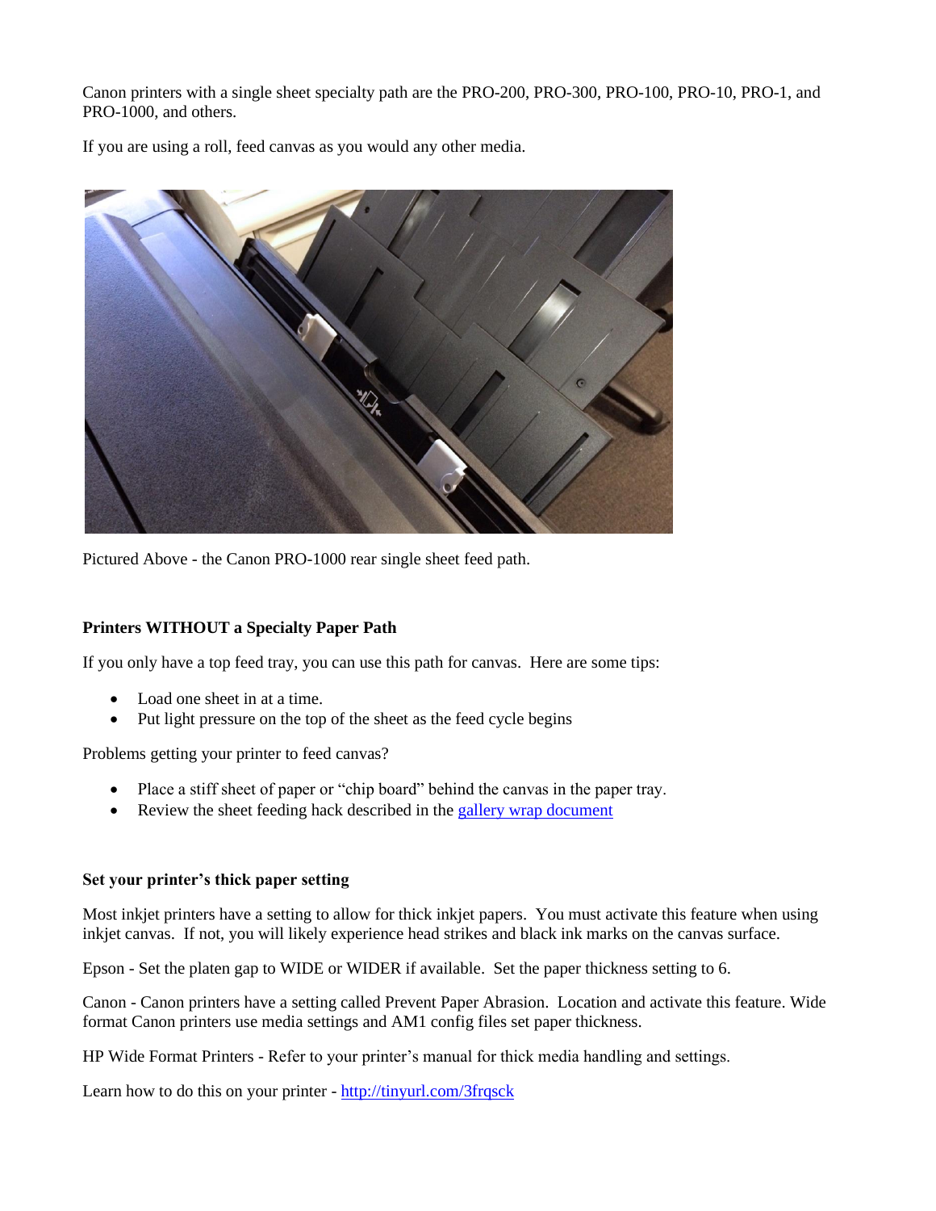Canon printers with a single sheet specialty path are the PRO-200, PRO-300, PRO-100, PRO-10, PRO-1, and PRO-1000, and others.

If you are using a roll, feed canvas as you would any other media.

Pictured Above - the Canon PRO-1000 rear single sheet feed path.

**Printers WITHOUT a Specialty Paper Path**

If you only have a top feed tray, you can use this path for canvas. Here are some tips:

- Load one sheet in at a time.
- Put light pressure on the top of the sheet as the feed cycle begins

Problems getting your printer to feed canvas?

- Place a stiff sheet of paper or "chip board" behind the canvas in the paper tray.
- Review the sheet feeding hack described in the [gallery wrap document]()

**Set your printer's thick paper setting**

Most inkjet printers have a setting to allow for thick inkjet papers. You must activate this feature when using inkjet canvas. If not, you will likely experience head strikes and black ink marks on the canvas surface.

Epson - Set the platen gap to WIDE or WIDER if available. Set the paper thickness setting to 6.

Canon - Canon printers have a setting called Prevent Paper Abrasion. Location and activate this feature. Wide format Canon printers use media settings and AM1 config files set paper thickness.

HP Wide Format Printers - Refer to your printer's manual for thick media handling and settings.

Learn how to do this on your printer - [http://tinyurl.com/3frqsck](http://tinyurl.com/3frqsck)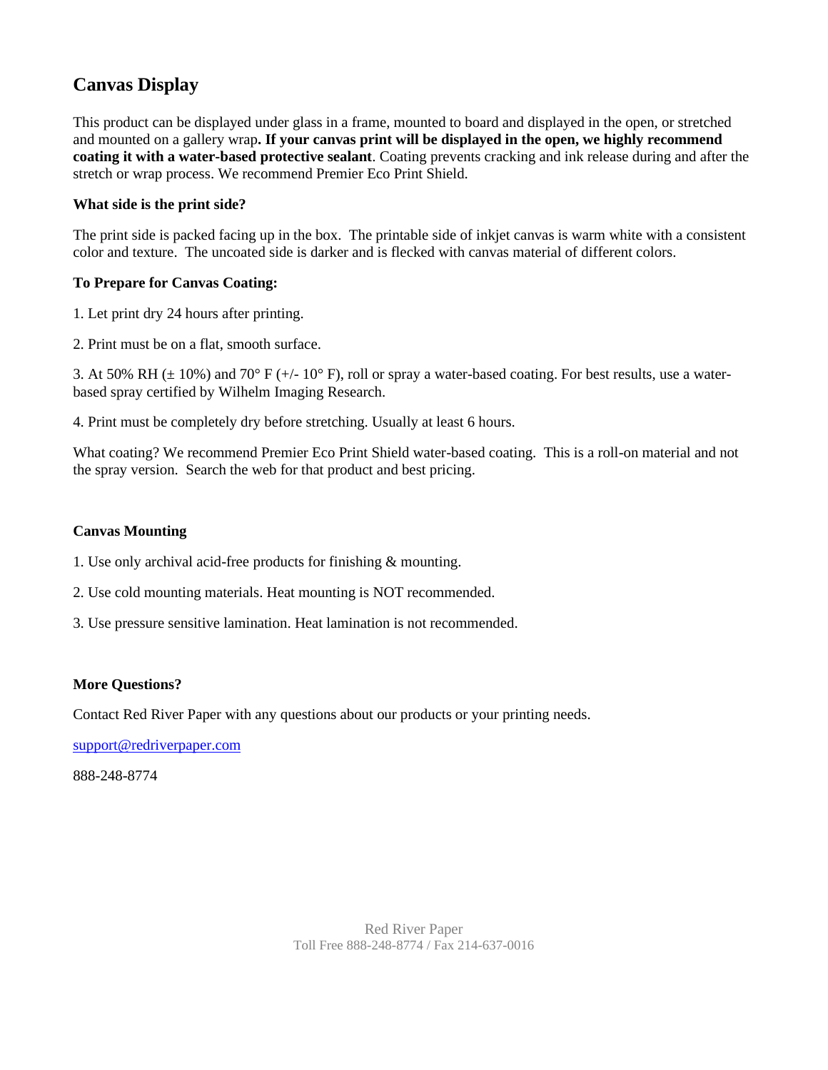## Canvas Display

This product can be displayed under glass in a frame, mounted to board and displayed in the open, or stretched and mounted on a gallery wrap**. If your canvas print will be displayed in the open, we highly recommend coating it with a water-based protective sealant**. Coating prevents cracking and ink release during and after the stretch or wrap process. We recommend Premier Eco Print Shield.

**What side is the print side?**

The print side is packed facing up in the box. The printable side of inkjet canvas is warm white with a consistent color and texture. The uncoated side is darker and is flecked with canvas material of different colors.

**To Prepare for Canvas Coating:**

1. Let print dry 24 hours after printing.

2. Print must be on a flat, smooth surface.

3. At 50% RH (± 10%) and 70° F (+/- 10° F), roll or spray a water-based coating. For best results, use a water-based spray certified by Wilhelm Imaging Research.

4. Print must be completely dry before stretching. Usually at least 6 hours.

What coating? We recommend Premier Eco Print Shield water-based coating. This is a roll-on material and not the spray version. Search the web for that product and best pricing.

**Canvas Mounting**

1. Use only archival acid-free products for finishing & mounting.

2. Use cold mounting materials. Heat mounting is NOT recommended.

3. Use pressure sensitive lamination. Heat lamination is not recommended.

**More Questions?**

Contact Red River Paper with any questions about our products or your printing needs.

support@redriverpaper.com

888-248-8774